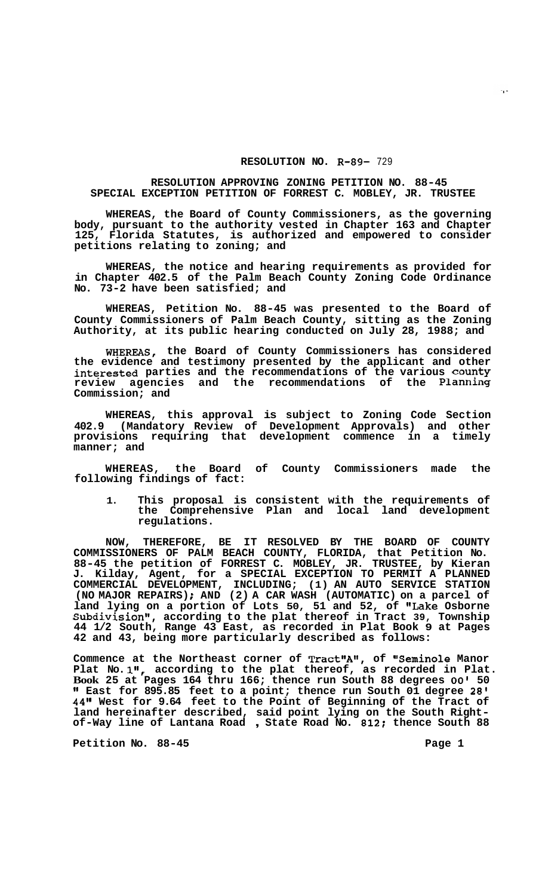**RESOLUTION NO. R-89- 729**

**RESOLUTION APPROVING ZONING PETITION NO. 88-45**
**SPECIAL EXCEPTION PETITION OF FORREST C. MOBLEY, JR. TRUSTEE**

**WHEREAS, the Board of County Commissioners, as the governing body, pursuant to the authority vested in Chapter 163 and Chapter 125, Florida Statutes, is authorized and empowered to consider petitions relating to zoning; and**

**WHEREAS, the notice and hearing requirements as provided for in Chapter 402.5 of the Palm Beach County Zoning Code Ordinance No. 73-2 have been satisfied; and**

**WHEREAS, Petition No. 88-45 was presented to the Board of County Commissioners of Palm Beach County, sitting as the Zoning Authority, at its public hearing conducted on July 28, 1988; and**

**WHEREAS, the Board of County Commissioners has considered the evidence and testimony presented by the applicant and other interested parties and the recommendations of the various county review agencies and the recommendations of the Planning Commission; and**

**WHEREAS, this approval is subject to Zoning Code Section 402.9 (Mandatory Review of Development Approvals) and other provisions requiring that development commence in a timely manner; and**

**WHEREAS, the Board of County Commissioners made the following findings of fact:**

1. **This proposal is consistent with the requirements of the Comprehensive Plan and local land development regulations.**

**NOW, THEREFORE, BE IT RESOLVED BY THE BOARD OF COUNTY COMMISSIONERS OF PALM BEACH COUNTY, FLORIDA, that Petition No. 88-45 the petition of FORREST C. MOBLEY, JR. TRUSTEE, by Kieran J. Kilday, Agent, for a SPECIAL EXCEPTION TO PERMIT A PLANNED COMMERCIAL DEVELOPMENT, INCLUDING; (1) AN AUTO SERVICE STATION (NO MAJOR REPAIRS); AND (2) A CAR WASH (AUTOMATIC) on a parcel of land lying on a portion of Lots 50, 51 and 52, of "Lake Osborne Subdivision", according to the plat thereof in Tract 39, Township 44 1/2 South, Range 43 East, as recorded in Plat Book 9 at Pages 42 and 43, being more particularly described as follows:**

**Commence at the Northeast corner of Tract "A", of "Seminole Manor Plat No. 1", according to the plat thereof, as recorded in Plat. Book 25 at Pages 164 thru 166; thence run South 88 degrees 00' 50" East for 895.85 feet to a point; thence run South 01 degree 28' 44" West for 9.64 feet to the Point of Beginning of the Tract of land hereinafter described, said point lying on the South Right-of-Way line of Lantana Road , State Road No. 812; thence South 88**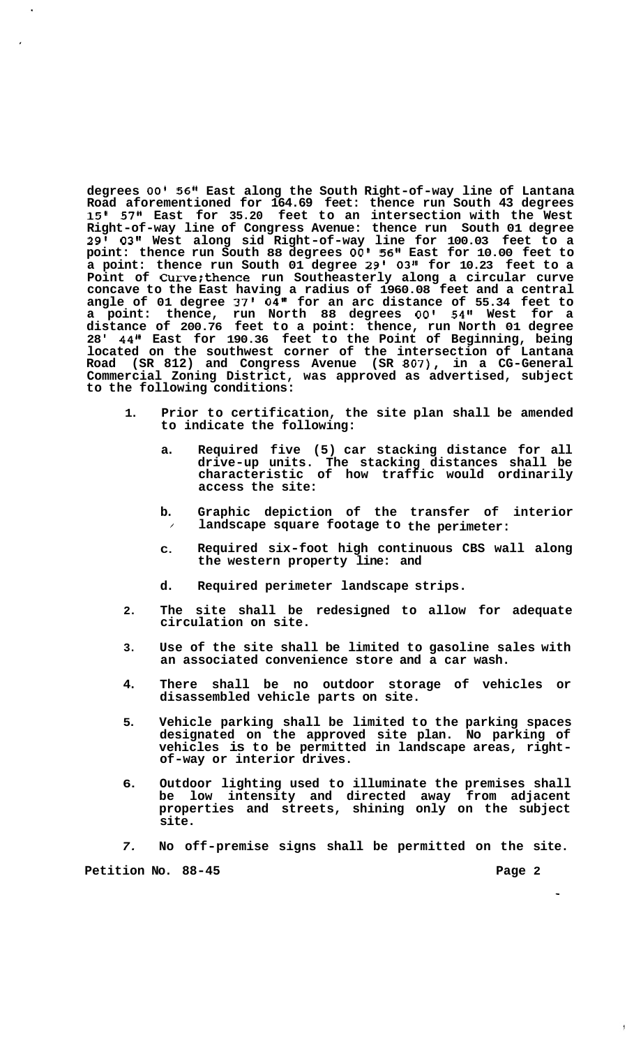**degrees 00' 56" East along the South Right-of-way line of Lantana Road aforementioned for 164.69 feet: thence run South 43 degrees 15' 57" East for 35.20 feet to an intersection with the West Right-of-way line of Congress Avenue: thence run South 01 degree 29' 03" West along sid Right-of-way line for 100.03 feet to a point: thence run South 88 degrees 00' 56" East for 10.00 feet to a point: thence run South 01 degree 29' 03" for 10.23 feet to a Point of Curve;thence run Southeasterly along a circular curve concave to the East having a radius of 1960.08 feet and a central angle of 01 degree 37' 04" for an arc distance of 55.34 feet to a point: thence, run North 88 degrees 00' 54" West for a distance of 200.76 feet to a point: thence, run North 01 degree 28' 44" East for 190.36 feet to the Point of Beginning, being located on the southwest corner of the intersection of Lantana Road (SR 812) and Congress Avenue (SR 807), in a CG-General Commercial Zoning District, was approved as advertised, subject to the following conditions:**

1. **Prior to certification, the site plan shall be amended to indicate the following:**

   a. **Required five (5) car stacking distance for all drive-up units. The stacking distances shall be characteristic of how traffic would ordinarily access the site:**

   b. **Graphic depiction of the transfer of interior landscape square footage to the perimeter:**

   c. **Required six-foot high continuous CBS wall along the western property line: and**

   d. **Required perimeter landscape strips.**

2. **The site shall be redesigned to allow for adequate circulation on site.**

3. **Use of the site shall be limited to gasoline sales with an associated convenience store and a car wash.**

4. **There shall be no outdoor storage of vehicles or disassembled vehicle parts on site.**

5. **Vehicle parking shall be limited to the parking spaces designated on the approved site plan. No parking of vehicles is to be permitted in landscape areas, right-of-way or interior drives.**

6. **Outdoor lighting used to illuminate the premises shall be low intensity and directed away from adjacent properties and streets, shining only on the subject site.**

7. **No off-premise signs shall be permitted on the site.**

**Petition No. 88-45**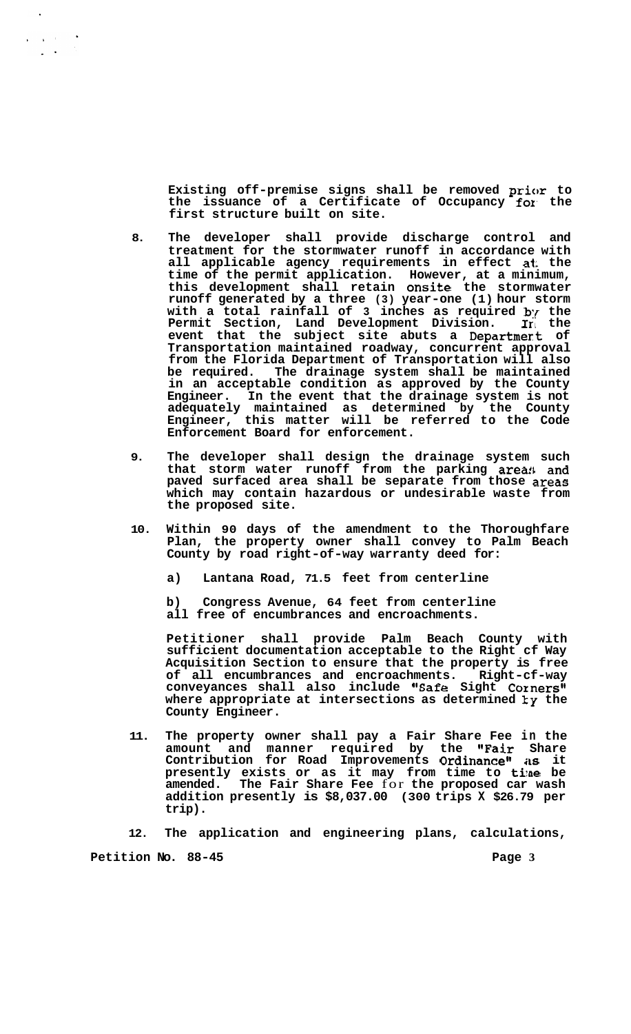Existing off-premise signs shall be removed prior to the issuance of a Certificate of Occupancy for the first structure built on site.

8. The developer shall provide discharge control and treatment for the stormwater runoff in accordance with all applicable agency requirements in effect at the time of the permit application. However, at a minimum, this development shall retain onsite the stormwater runoff generated by a three (3) year-one (1) hour storm with a total rainfall of 3 inches as required by the Permit Section, Land Development Division. In the event that the subject site abuts a Department of Transportation maintained roadway, concurrent approval from the Florida Department of Transportation will also be required. The drainage system shall be maintained in an acceptable condition as approved by the County Engineer. In the event that the drainage system is not adequately maintained as determined by the County Engineer, this matter will be referred to the Code Enforcement Board for enforcement.

9. The developer shall design the drainage system such that storm water runoff from the parking areas and paved surfaced area shall be separate from those areas which may contain hazardous or undesirable waste from the proposed site.

10. Within 90 days of the amendment to the Thoroughfare Plan, the property owner shall convey to Palm Beach County by road right-of-way warranty deed for:

    a) Lantana Road, 71.5 feet from centerline

    b) Congress Avenue, 64 feet from centerline all free of encumbrances and encroachments.

    Petitioner shall provide Palm Beach County with sufficient documentation acceptable to the Right of Way Acquisition Section to ensure that the property is free of all encumbrances and encroachments. Right-of-way conveyances shall also include "Safe Sight Corners" where appropriate at intersections as determined by the County Engineer.

11. The property owner shall pay a Fair Share Fee in the amount and manner required by the "Fair Share Contribution for Road Improvements Ordinance" as it presently exists or as it may from time to time be amended. The Fair Share Fee for the proposed car wash addition presently is $8,037.00 (300 trips X $26.79 per trip).

12. The application and engineering plans, calculations,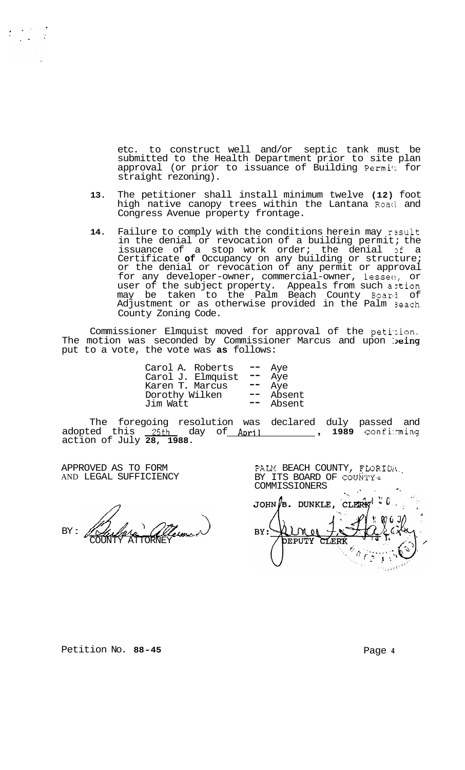etc. to construct well and/or septic tank must be submitted to the Health Department prior to site plan approval (or prior to issuance of Building Permit for straight rezoning).

13. The petitioner shall install minimum twelve (12) foot high native canopy trees within the Lantana Road and Congress Avenue property frontage.

14. Failure to comply with the conditions herein may result in the denial or revocation of a building permit; the issuance of a stop work order; the denial of a Certificate of Occupancy on any building or structure; or the denial or revocation of any permit or approval for any developer-owner, commercial-owner, lessee, or user of the subject property. Appeals from such action may be taken to the Palm Beach County Board of Adjustment or as otherwise provided in the Palm Beach County Zoning Code.

Commissioner Elmquist moved for approval of the petition. The motion was seconded by Commissioner Marcus and upon being put to a vote, the vote was as follows:

| | | |
|---|---|---|
| Carol A. Roberts | -- | Aye |
| Carol J. Elmquist | -- | Aye |
| Karen T. Marcus | -- | Aye |
| Dorothy Wilken | -- | Absent |
| Jim Watt | -- | Absent |

The foregoing resolution was declared duly passed and adopted this 25th day of April, 1989 confirming action of July 28, 1988.

APPROVED AS TO FORM
AND LEGAL SUFFICIENCY

BY: COUNTY ATTORNEY

PALM BEACH COUNTY, FLORIDA
BY ITS BOARD OF COUNTY COMMISSIONERS

JOHN B. DUNKLE, CLERK

BY: DEPUTY CLERK

Petition No. 88-45